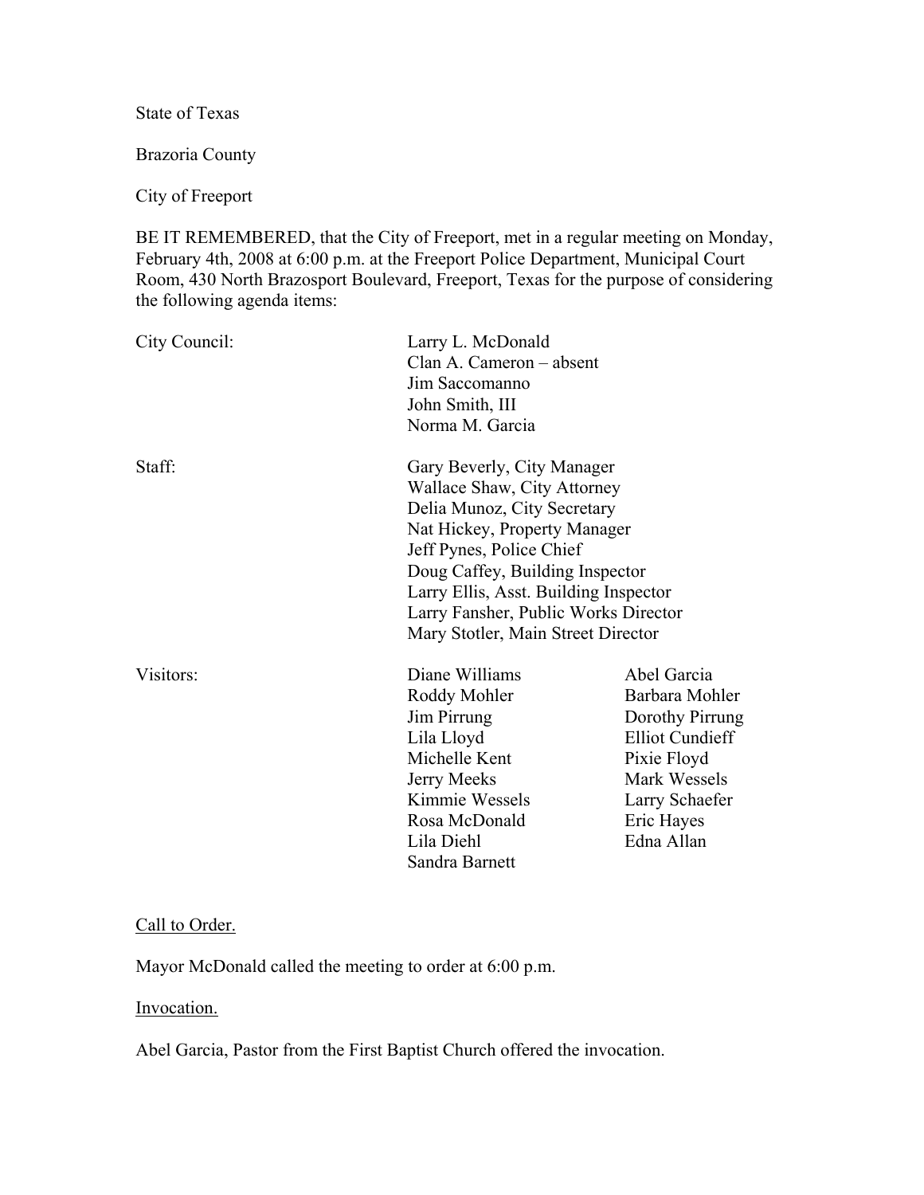State of Texas

Brazoria County

City of Freeport

BE IT REMEMBERED, that the City of Freeport, met in a regular meeting on Monday, February 4th, 2008 at 6:00 p.m. at the Freeport Police Department, Municipal Court Room, 430 North Brazosport Boulevard, Freeport, Texas for the purpose of considering the following agenda items:

| | | |
|---|---|---|
| City Council: | Larry L. McDonald | |
| | Clan A. Cameron – absent | |
| | Jim Saccomanno | |
| | John Smith, III | |
| | Norma M. Garcia | |
| Staff: | Gary Beverly, City Manager | |
| | Wallace Shaw, City Attorney | |
| | Delia Munoz, City Secretary | |
| | Nat Hickey, Property Manager | |
| | Jeff Pynes, Police Chief | |
| | Doug Caffey, Building Inspector | |
| | Larry Ellis, Asst. Building Inspector | |
| | Larry Fansher, Public Works Director | |
| | Mary Stotler, Main Street Director | |
| Visitors: | Diane Williams | Abel Garcia |
| | Roddy Mohler | Barbara Mohler |
| | Jim Pirrung | Dorothy Pirrung |
| | Lila Lloyd | Elliot Cundieff |
| | Michelle Kent | Pixie Floyd |
| | Jerry Meeks | Mark Wessels |
| | Kimmie Wessels | Larry Schaefer |
| | Rosa McDonald | Eric Hayes |
| | Lila Diehl | Edna Allan |
| | Sandra Barnett | |

Call to Order.

Mayor McDonald called the meeting to order at 6:00 p.m.

Invocation.

Abel Garcia, Pastor from the First Baptist Church offered the invocation.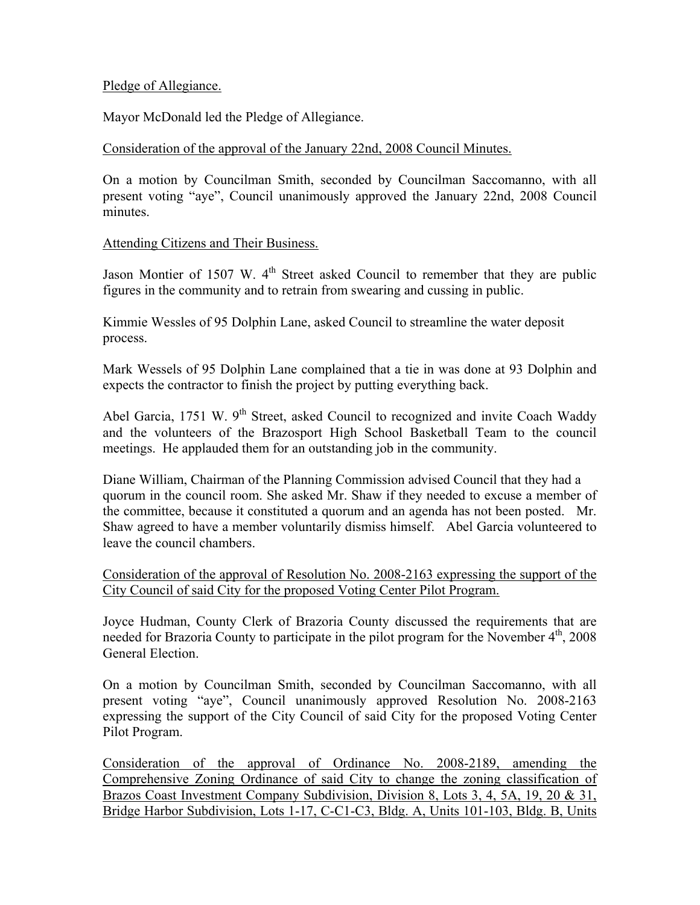Pledge of Allegiance.

Mayor McDonald led the Pledge of Allegiance.

Consideration of the approval of the January 22nd, 2008 Council Minutes.

On a motion by Councilman Smith, seconded by Councilman Saccomanno, with all present voting "aye", Council unanimously approved the January 22nd, 2008 Council minutes.

Attending Citizens and Their Business.

Jason Montier of 1507 W. 4th Street asked Council to remember that they are public figures in the community and to retrain from swearing and cussing in public.

Kimmie Wessles of 95 Dolphin Lane, asked Council to streamline the water deposit process.

Mark Wessels of 95 Dolphin Lane complained that a tie in was done at 93 Dolphin and expects the contractor to finish the project by putting everything back.

Abel Garcia, 1751 W. 9th Street, asked Council to recognized and invite Coach Waddy and the volunteers of the Brazosport High School Basketball Team to the council meetings. He applauded them for an outstanding job in the community.

Diane William, Chairman of the Planning Commission advised Council that they had a quorum in the council room. She asked Mr. Shaw if they needed to excuse a member of the committee, because it constituted a quorum and an agenda has not been posted. Mr. Shaw agreed to have a member voluntarily dismiss himself. Abel Garcia volunteered to leave the council chambers.

Consideration of the approval of Resolution No. 2008-2163 expressing the support of the City Council of said City for the proposed Voting Center Pilot Program.

Joyce Hudman, County Clerk of Brazoria County discussed the requirements that are needed for Brazoria County to participate in the pilot program for the November 4th, 2008 General Election.

On a motion by Councilman Smith, seconded by Councilman Saccomanno, with all present voting "aye", Council unanimously approved Resolution No. 2008-2163 expressing the support of the City Council of said City for the proposed Voting Center Pilot Program.

Consideration of the approval of Ordinance No. 2008-2189, amending the Comprehensive Zoning Ordinance of said City to change the zoning classification of Brazos Coast Investment Company Subdivision, Division 8, Lots 3, 4, 5A, 19, 20 & 31, Bridge Harbor Subdivision, Lots 1-17, C-C1-C3, Bldg. A, Units 101-103, Bldg. B, Units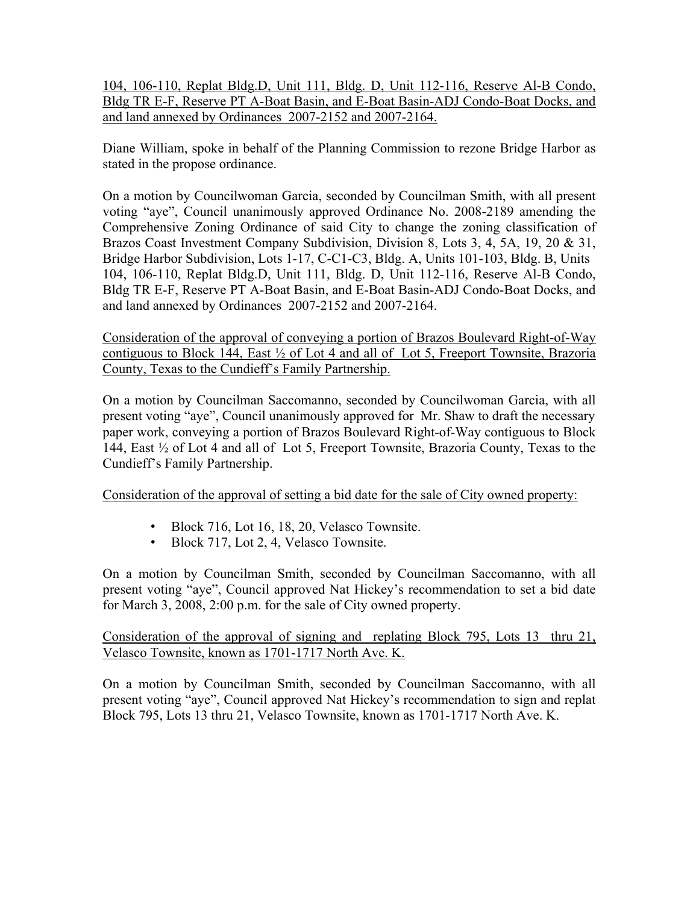104, 106-110, Replat Bldg.D, Unit 111, Bldg. D, Unit 112-116, Reserve Al-B Condo, Bldg TR E-F, Reserve PT A-Boat Basin, and E-Boat Basin-ADJ Condo-Boat Docks, and and land annexed by Ordinances 2007-2152 and 2007-2164.

Diane William, spoke in behalf of the Planning Commission to rezone Bridge Harbor as stated in the propose ordinance.

On a motion by Councilwoman Garcia, seconded by Councilman Smith, with all present voting "aye", Council unanimously approved Ordinance No. 2008-2189 amending the Comprehensive Zoning Ordinance of said City to change the zoning classification of Brazos Coast Investment Company Subdivision, Division 8, Lots 3, 4, 5A, 19, 20 & 31, Bridge Harbor Subdivision, Lots 1-17, C-C1-C3, Bldg. A, Units 101-103, Bldg. B, Units 104, 106-110, Replat Bldg.D, Unit 111, Bldg. D, Unit 112-116, Reserve Al-B Condo, Bldg TR E-F, Reserve PT A-Boat Basin, and E-Boat Basin-ADJ Condo-Boat Docks, and and land annexed by Ordinances 2007-2152 and 2007-2164.

Consideration of the approval of conveying a portion of Brazos Boulevard Right-of-Way contiguous to Block 144, East ½ of Lot 4 and all of Lot 5, Freeport Townsite, Brazoria County, Texas to the Cundieff's Family Partnership.

On a motion by Councilman Saccomanno, seconded by Councilwoman Garcia, with all present voting "aye", Council unanimously approved for Mr. Shaw to draft the necessary paper work, conveying a portion of Brazos Boulevard Right-of-Way contiguous to Block 144, East ½ of Lot 4 and all of Lot 5, Freeport Townsite, Brazoria County, Texas to the Cundieff's Family Partnership.

Consideration of the approval of setting a bid date for the sale of City owned property:

- Block 716, Lot 16, 18, 20, Velasco Townsite.
- Block 717, Lot 2, 4, Velasco Townsite.

On a motion by Councilman Smith, seconded by Councilman Saccomanno, with all present voting "aye", Council approved Nat Hickey's recommendation to set a bid date for March 3, 2008, 2:00 p.m. for the sale of City owned property.

Consideration of the approval of signing and replating Block 795, Lots 13 thru 21, Velasco Townsite, known as 1701-1717 North Ave. K.

On a motion by Councilman Smith, seconded by Councilman Saccomanno, with all present voting "aye", Council approved Nat Hickey's recommendation to sign and replat Block 795, Lots 13 thru 21, Velasco Townsite, known as 1701-1717 North Ave. K.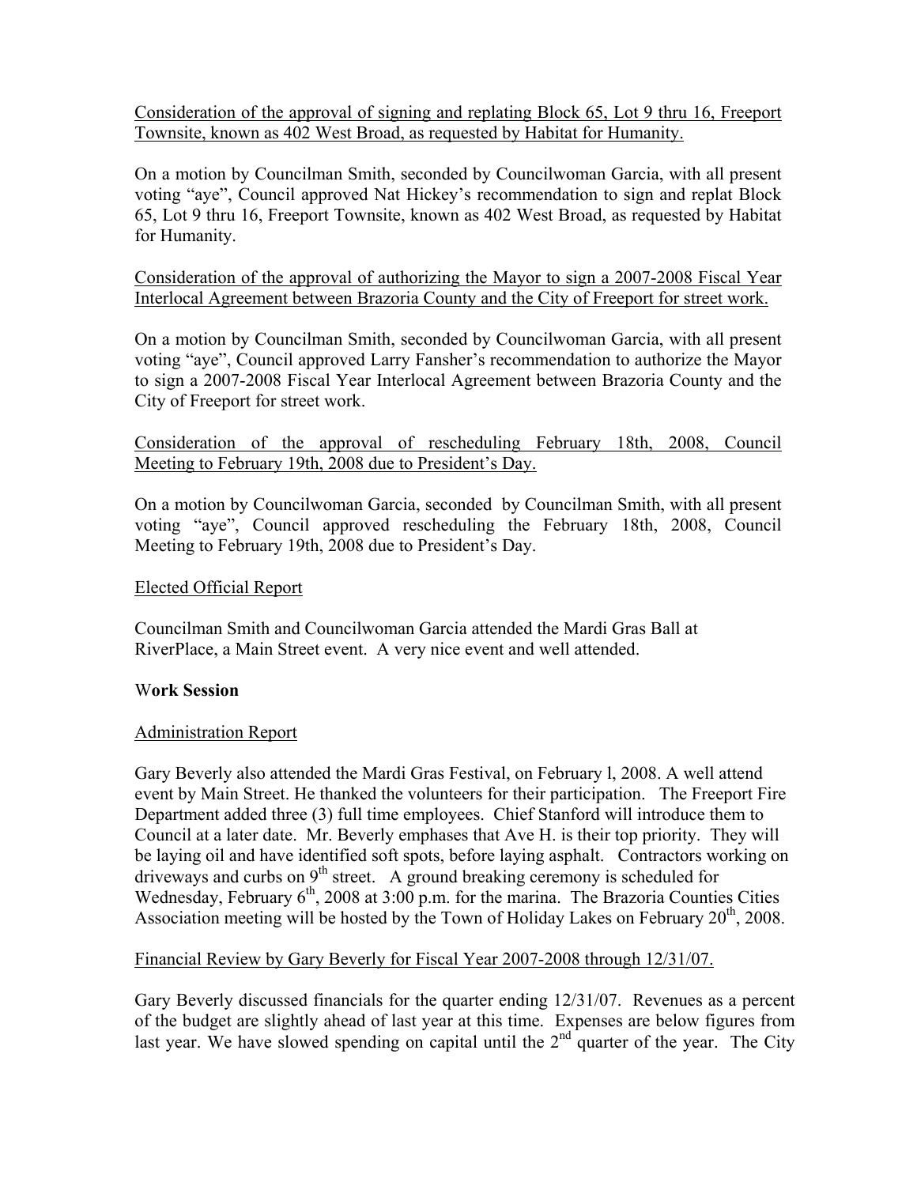Consideration of the approval of signing and replating Block 65, Lot 9 thru 16, Freeport Townsite, known as 402 West Broad, as requested by Habitat for Humanity.

On a motion by Councilman Smith, seconded by Councilwoman Garcia, with all present voting "aye", Council approved Nat Hickey's recommendation to sign and replat Block 65, Lot 9 thru 16, Freeport Townsite, known as 402 West Broad, as requested by Habitat for Humanity.

Consideration of the approval of authorizing the Mayor to sign a 2007-2008 Fiscal Year Interlocal Agreement between Brazoria County and the City of Freeport for street work.

On a motion by Councilman Smith, seconded by Councilwoman Garcia, with all present voting "aye", Council approved Larry Fansher's recommendation to authorize the Mayor to sign a 2007-2008 Fiscal Year Interlocal Agreement between Brazoria County and the City of Freeport for street work.

Consideration of the approval of rescheduling February 18th, 2008, Council Meeting to February 19th, 2008 due to President's Day.

On a motion by Councilwoman Garcia, seconded by Councilman Smith, with all present voting "aye", Council approved rescheduling the February 18th, 2008, Council Meeting to February 19th, 2008 due to President's Day.

Elected Official Report

Councilman Smith and Councilwoman Garcia attended the Mardi Gras Ball at RiverPlace, a Main Street event. A very nice event and well attended.

**Work Session**

Administration Report

Gary Beverly also attended the Mardi Gras Festival, on February l, 2008. A well attend event by Main Street. He thanked the volunteers for their participation. The Freeport Fire Department added three (3) full time employees. Chief Stanford will introduce them to Council at a later date. Mr. Beverly emphases that Ave H. is their top priority. They will be laying oil and have identified soft spots, before laying asphalt. Contractors working on driveways and curbs on 9th street. A ground breaking ceremony is scheduled for Wednesday, February 6th, 2008 at 3:00 p.m. for the marina. The Brazoria Counties Cities Association meeting will be hosted by the Town of Holiday Lakes on February 20th, 2008.

Financial Review by Gary Beverly for Fiscal Year 2007-2008 through 12/31/07.

Gary Beverly discussed financials for the quarter ending 12/31/07. Revenues as a percent of the budget are slightly ahead of last year at this time. Expenses are below figures from last year. We have slowed spending on capital until the 2nd quarter of the year. The City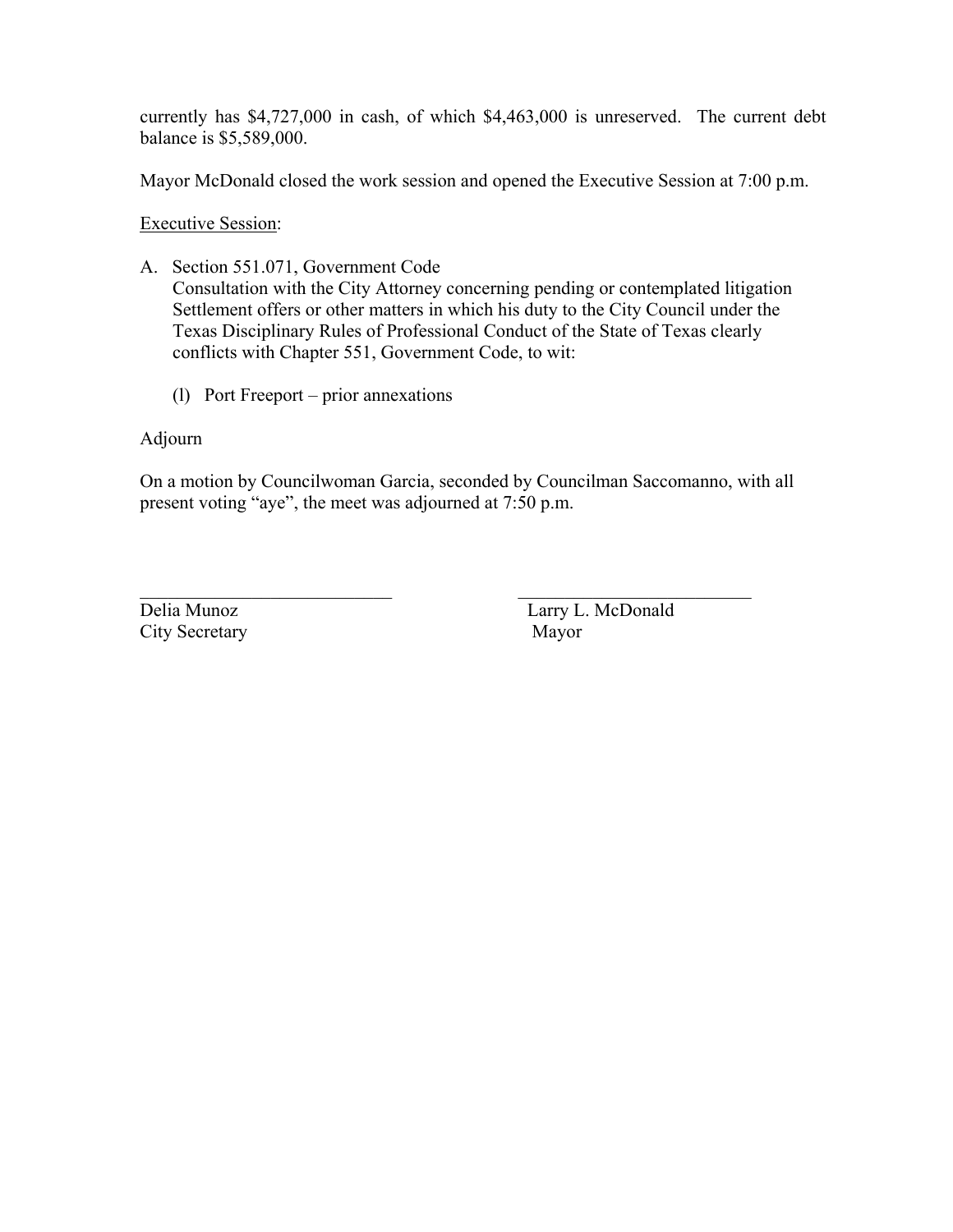currently has $4,727,000 in cash, of which $4,463,000 is unreserved. The current debt balance is $5,589,000.

Mayor McDonald closed the work session and opened the Executive Session at 7:00 p.m.

<u>Executive Session</u>:

A. Section 551.071, Government Code
   Consultation with the City Attorney concerning pending or contemplated litigation Settlement offers or other matters in which his duty to the City Council under the Texas Disciplinary Rules of Professional Conduct of the State of Texas clearly conflicts with Chapter 551, Government Code, to wit:

   (l) Port Freeport – prior annexations

Adjourn

On a motion by Councilwoman Garcia, seconded by Councilman Saccomanno, with all present voting "aye", the meet was adjourned at 7:50 p.m.

| | |
|---|---|
| ____________________________ | ____________________________ |
| Delia Munoz | Larry L. McDonald |
| City Secretary | Mayor |